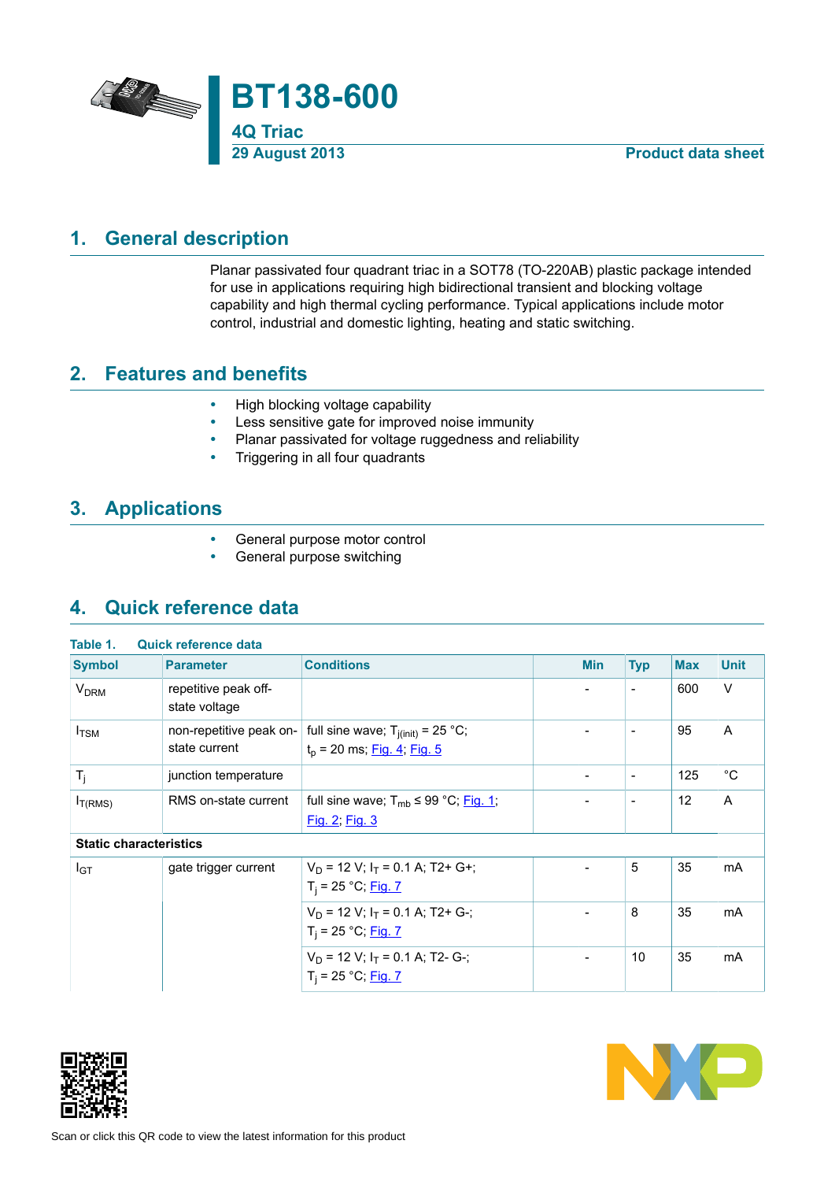# BT138-600

## 4Q Triac

29 August 2013

Product data sheet

## 1. General description

Planar passivated four quadrant triac in a SOT78 (TO-220AB) plastic package intended for use in applications requiring high bidirectional transient and blocking voltage capability and high thermal cycling performance. Typical applications include motor control, industrial and domestic lighting, heating and static switching.

## 2. Features and benefits

- High blocking voltage capability
- Less sensitive gate for improved noise immunity
- Planar passivated for voltage ruggedness and reliability
- Triggering in all four quadrants

## 3. Applications

- General purpose motor control
- General purpose switching

## 4. Quick reference data

**Table 1. Quick reference data**

| Symbol | Parameter | Conditions | Min | Typ | Max | Unit |
|---|---|---|---|---|---|---|
| $V_{DRM}$ | repetitive peak off-state voltage | | - | - | 600 | V |
| $I_{TSM}$ | non-repetitive peak on-state current | full sine wave; $T_{j(init)}$ = 25 °C; $t_p$ = 20 ms; Fig. 4; Fig. 5 | - | - | 95 | A |
| $T_j$ | junction temperature | | - | - | 125 | °C |
| $I_{T(RMS)}$ | RMS on-state current | full sine wave; $T_{mb}$ ≤ 99 °C; Fig. 1; Fig. 2; Fig. 3 | - | - | 12 | A |
| **Static characteristics** | | | | | | |
| $I_{GT}$ | gate trigger current | $V_D$ = 12 V; $I_T$ = 0.1 A; T2+ G+; $T_j$ = 25 °C; Fig. 7 | - | 5 | 35 | mA |
| | | $V_D$ = 12 V; $I_T$ = 0.1 A; T2+ G-; $T_j$ = 25 °C; Fig. 7 | - | 8 | 35 | mA |
| | | $V_D$ = 12 V; $I_T$ = 0.1 A; T2- G-; $T_j$ = 25 °C; Fig. 7 | - | 10 | 35 | mA |

Scan or click this QR code to view the latest information for this product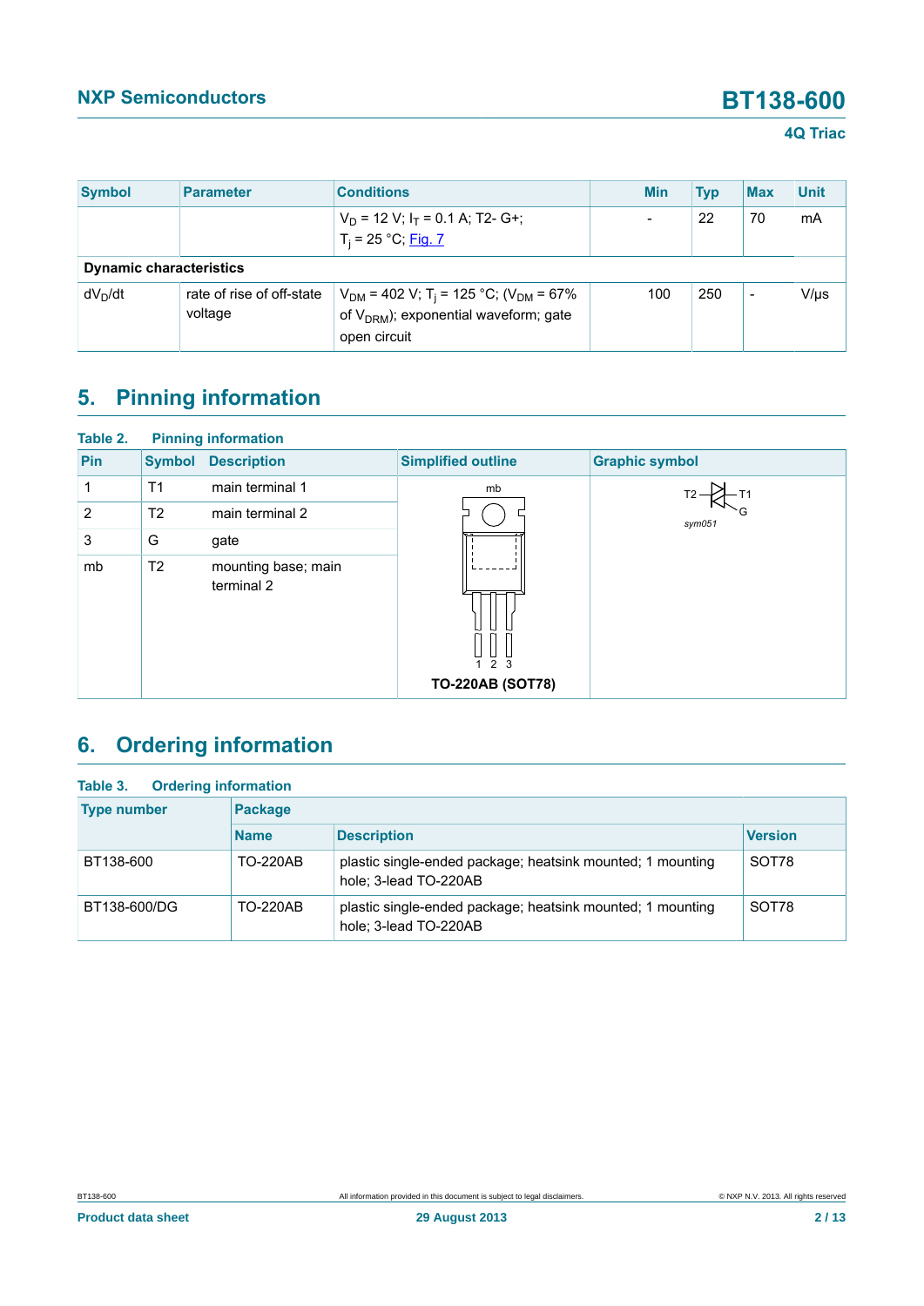| Symbol | Parameter | Conditions | Min | Typ | Max | Unit |
|---|---|---|---|---|---|---|
| | | $V_D$ = 12 V; $I_T$ = 0.1 A; T2- G+; $T_j$ = 25 °C; Fig. 7 | - | 22 | 70 | mA |
| **Dynamic characteristics** | | | | | | |
| $dV_D/dt$ | rate of rise of off-state voltage | $V_{DM}$ = 402 V; $T_j$ = 125 °C; ($V_{DM}$ = 67% of $V_{DRM}$); exponential waveform; gate open circuit | 100 | 250 | - | V/µs |

## 5. Pinning information

**Table 2. Pinning information**

| Pin | Symbol | Description | Simplified outline | Graphic symbol |
|---|---|---|---|---|
| 1 | T1 | main terminal 1 | TO-220AB (SOT78) | sym051 |
| 2 | T2 | main terminal 2 | | |
| 3 | G | gate | | |
| mb | T2 | mounting base; main terminal 2 | | |

## 6. Ordering information

**Table 3. Ordering information**

| Type number | Package | | |
|---|---|---|---|
| | Name | Description | Version |
| BT138-600 | TO-220AB | plastic single-ended package; heatsink mounted; 1 mounting hole; 3-lead TO-220AB | SOT78 |
| BT138-600/DG | TO-220AB | plastic single-ended package; heatsink mounted; 1 mounting hole; 3-lead TO-220AB | SOT78 |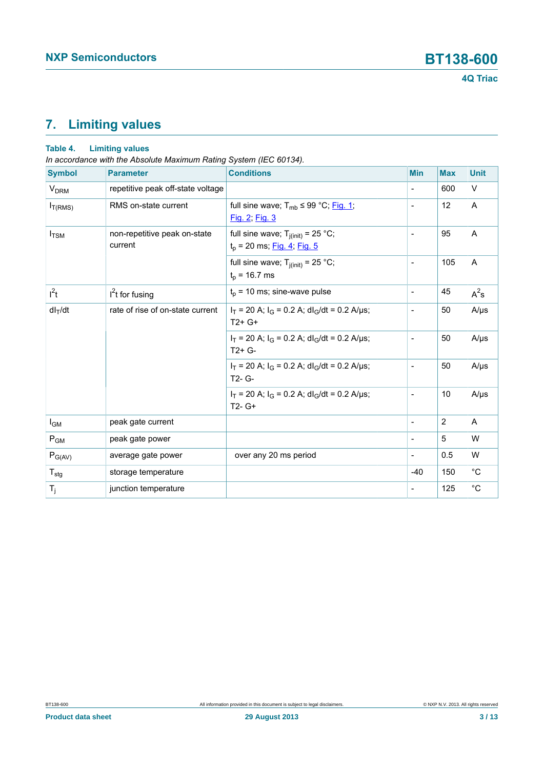# 7. Limiting values

**Table 4. Limiting values**

*In accordance with the Absolute Maximum Rating System (IEC 60134).*

| Symbol | Parameter | Conditions | Min | Max | Unit |
|---|---|---|---|---|---|
| $V_{DRM}$ | repetitive peak off-state voltage | | - | 600 | V |
| $I_{T(RMS)}$ | RMS on-state current | full sine wave; $T_{mb} \leq 99$ °C; Fig. 1; Fig. 2; Fig. 3 | - | 12 | A |
| $I_{TSM}$ | non-repetitive peak on-state current | full sine wave; $T_{j(init)} = 25$ °C; $t_p = 20$ ms; Fig. 4; Fig. 5 | - | 95 | A |
| | | full sine wave; $T_{j(init)} = 25$ °C; $t_p = 16.7$ ms | - | 105 | A |
| $I^2t$ | $I^2t$ for fusing | $t_p = 10$ ms; sine-wave pulse | - | 45 | $A^2s$ |
| $dI_T/dt$ | rate of rise of on-state current | $I_T = 20$ A; $I_G = 0.2$ A; $dI_G/dt = 0.2$ A/µs; T2+ G+ | - | 50 | A/µs |
| | | $I_T = 20$ A; $I_G = 0.2$ A; $dI_G/dt = 0.2$ A/µs; T2+ G- | - | 50 | A/µs |
| | | $I_T = 20$ A; $I_G = 0.2$ A; $dI_G/dt = 0.2$ A/µs; T2- G- | - | 50 | A/µs |
| | | $I_T = 20$ A; $I_G = 0.2$ A; $dI_G/dt = 0.2$ A/µs; T2- G+ | - | 10 | A/µs |
| $I_{GM}$ | peak gate current | | - | 2 | A |
| $P_{GM}$ | peak gate power | | - | 5 | W |
| $P_{G(AV)}$ | average gate power | over any 20 ms period | - | 0.5 | W |
| $T_{stg}$ | storage temperature | | -40 | 150 | °C |
| $T_j$ | junction temperature | | - | 125 | °C |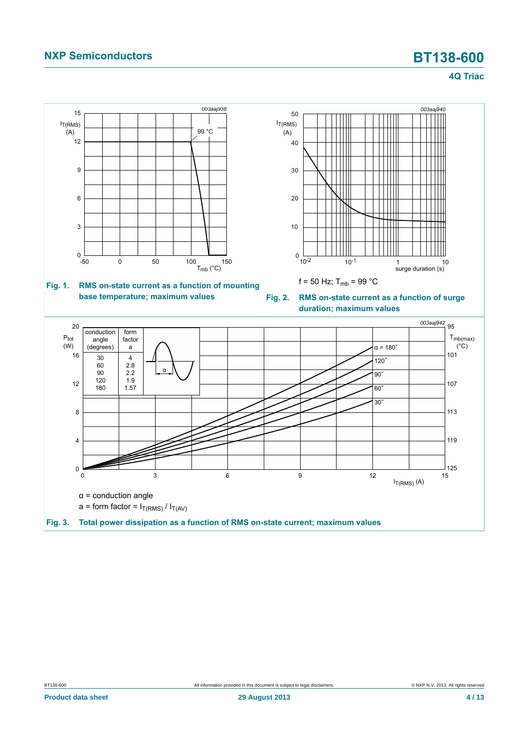Fig. 1. RMS on-state current as a function of mounting base temperature; maximum values

f = 50 Hz; $T_{mb}$ = 99 °C

Fig. 2. RMS on-state current as a function of surge duration; maximum values

| conduction angle (degrees) | form factor a |
|---|---|
| 30 | 4 |
| 60 | 2.8 |
| 90 | 2.2 |
| 120 | 1.9 |
| 180 | 1.57 |

α = conduction angle

a = form factor = $I_{T(RMS)}$ / $I_{T(AV)}$

Fig. 3. Total power dissipation as a function of RMS on-state current; maximum values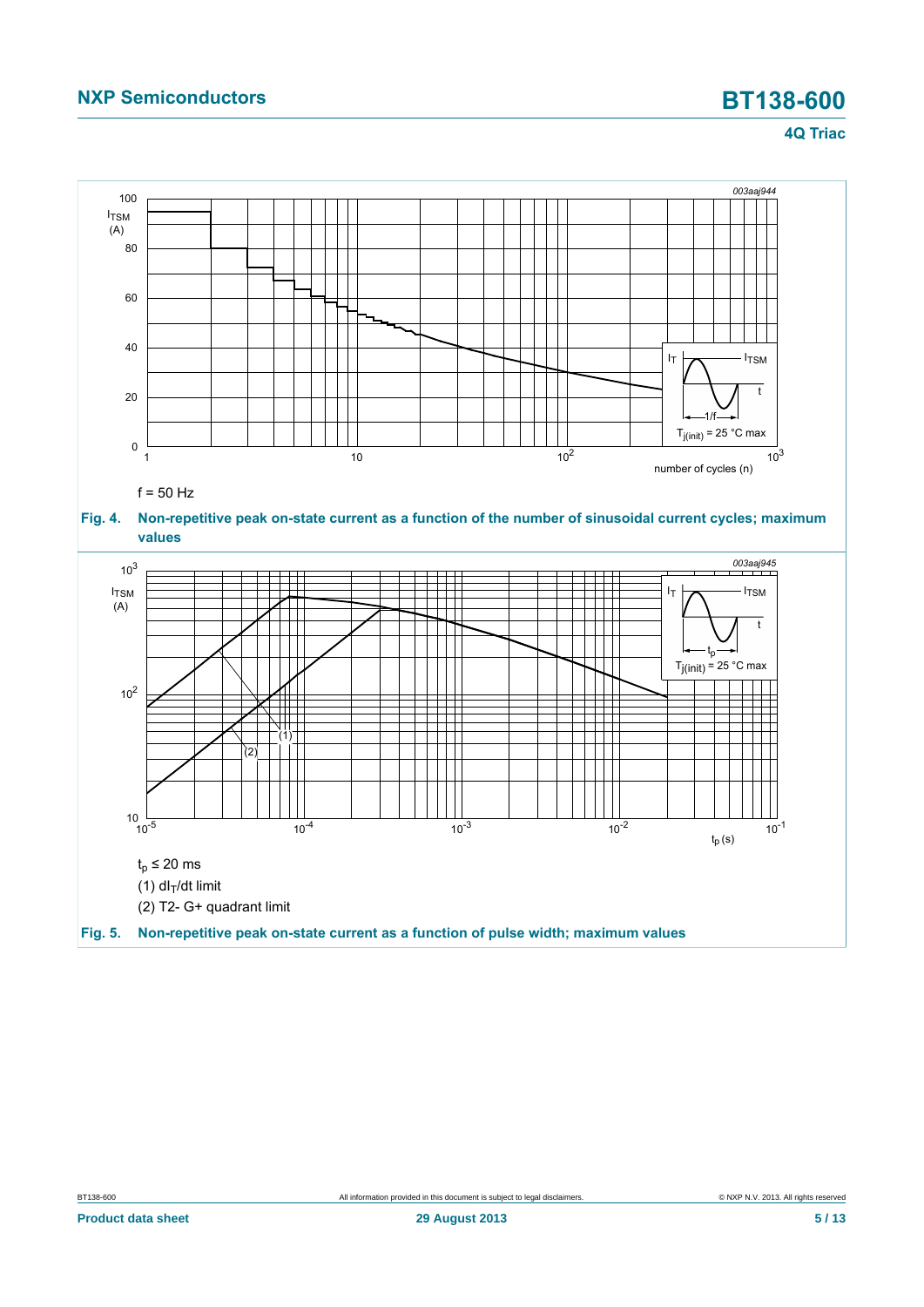$f = 50\ Hz$

**Fig. 4. Non-repetitive peak on-state current as a function of the number of sinusoidal current cycles; maximum values**

$t_p \leq 20\ ms$

(1) $dI_T/dt$ limit

(2) T2- G+ quadrant limit

**Fig. 5. Non-repetitive peak on-state current as a function of pulse width; maximum values**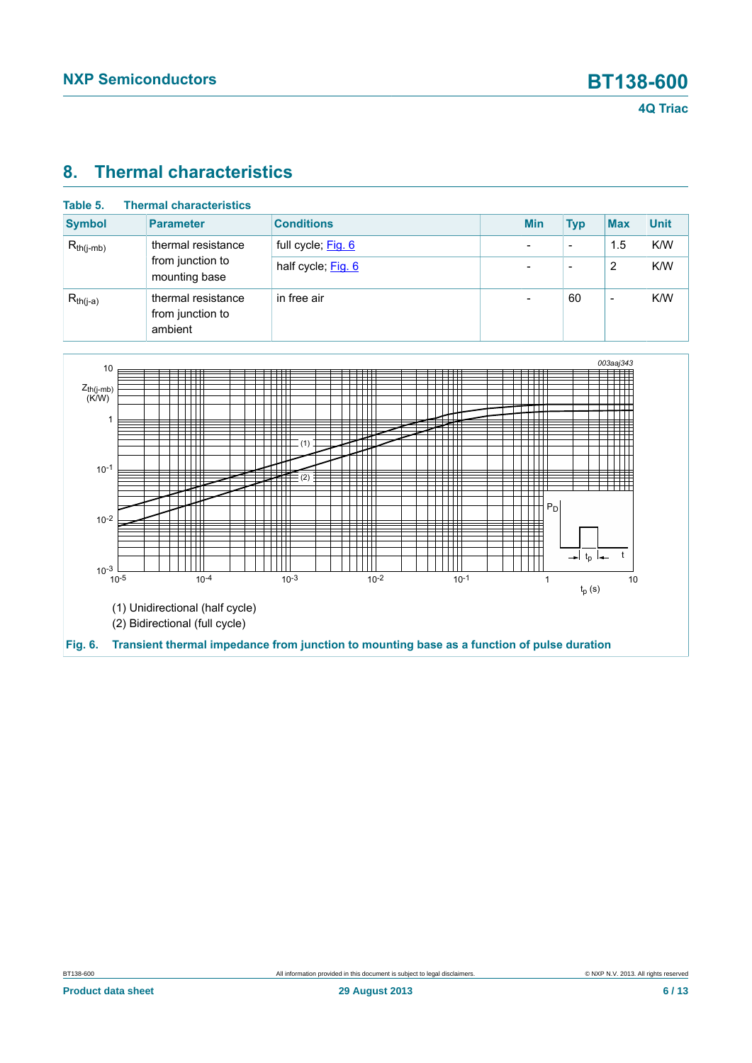## 8. Thermal characteristics

**Table 5. Thermal characteristics**

| Symbol | Parameter | Conditions | Min | Typ | Max | Unit |
|---|---|---|---|---|---|---|
| $R_{th(j-mb)}$ | thermal resistance from junction to mounting base | full cycle; Fig. 6 | - | - | 1.5 | K/W |
| | | half cycle; Fig. 6 | - | - | 2 | K/W |
| $R_{th(j-a)}$ | thermal resistance from junction to ambient | in free air | - | 60 | - | K/W |

(1) Unidirectional (half cycle)

(2) Bidirectional (full cycle)

**Fig. 6. Transient thermal impedance from junction to mounting base as a function of pulse duration**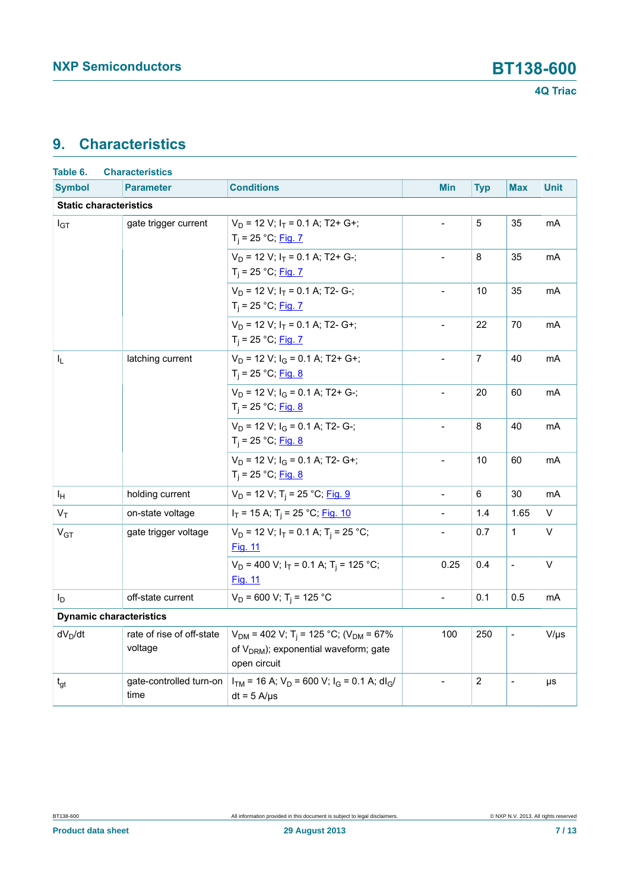## 9. Characteristics

**Table 6. Characteristics**

| Symbol | Parameter | Conditions | Min | Typ | Max | Unit |
|---|---|---|---|---|---|---|
| **Static characteristics** | | | | | | |
| $I_{GT}$ | gate trigger current | $V_D$ = 12 V; $I_T$ = 0.1 A; T2+ G+; $T_j$ = 25 °C; Fig. 7 | - | 5 | 35 | mA |
| | | $V_D$ = 12 V; $I_T$ = 0.1 A; T2+ G-; $T_j$ = 25 °C; Fig. 7 | - | 8 | 35 | mA |
| | | $V_D$ = 12 V; $I_T$ = 0.1 A; T2- G-; $T_j$ = 25 °C; Fig. 7 | - | 10 | 35 | mA |
| | | $V_D$ = 12 V; $I_T$ = 0.1 A; T2- G+; $T_j$ = 25 °C; Fig. 7 | - | 22 | 70 | mA |
| $I_L$ | latching current | $V_D$ = 12 V; $I_G$ = 0.1 A; T2+ G+; $T_j$ = 25 °C; Fig. 8 | - | 7 | 40 | mA |
| | | $V_D$ = 12 V; $I_G$ = 0.1 A; T2+ G-; $T_j$ = 25 °C; Fig. 8 | - | 20 | 60 | mA |
| | | $V_D$ = 12 V; $I_G$ = 0.1 A; T2- G-; $T_j$ = 25 °C; Fig. 8 | - | 8 | 40 | mA |
| | | $V_D$ = 12 V; $I_G$ = 0.1 A; T2- G+; $T_j$ = 25 °C; Fig. 8 | - | 10 | 60 | mA |
| $I_H$ | holding current | $V_D$ = 12 V; $T_j$ = 25 °C; Fig. 9 | - | 6 | 30 | mA |
| $V_T$ | on-state voltage | $I_T$ = 15 A; $T_j$ = 25 °C; Fig. 10 | - | 1.4 | 1.65 | V |
| $V_{GT}$ | gate trigger voltage | $V_D$ = 12 V; $I_T$ = 0.1 A; $T_j$ = 25 °C; Fig. 11 | - | 0.7 | 1 | V |
| | | $V_D$ = 400 V; $I_T$ = 0.1 A; $T_j$ = 125 °C; Fig. 11 | 0.25 | 0.4 | - | V |
| $I_D$ | off-state current | $V_D$ = 600 V; $T_j$ = 125 °C | - | 0.1 | 0.5 | mA |
| **Dynamic characteristics** | | | | | | |
| $dV_D/dt$ | rate of rise of off-state voltage | $V_{DM}$ = 402 V; $T_j$ = 125 °C; ($V_{DM}$ = 67% of $V_{DRM}$); exponential waveform; gate open circuit | 100 | 250 | - | V/µs |
| $t_{gt}$ | gate-controlled turn-on time | $I_{TM}$ = 16 A; $V_D$ = 600 V; $I_G$ = 0.1 A; $dI_G/dt$ = 5 A/µs | - | 2 | - | µs |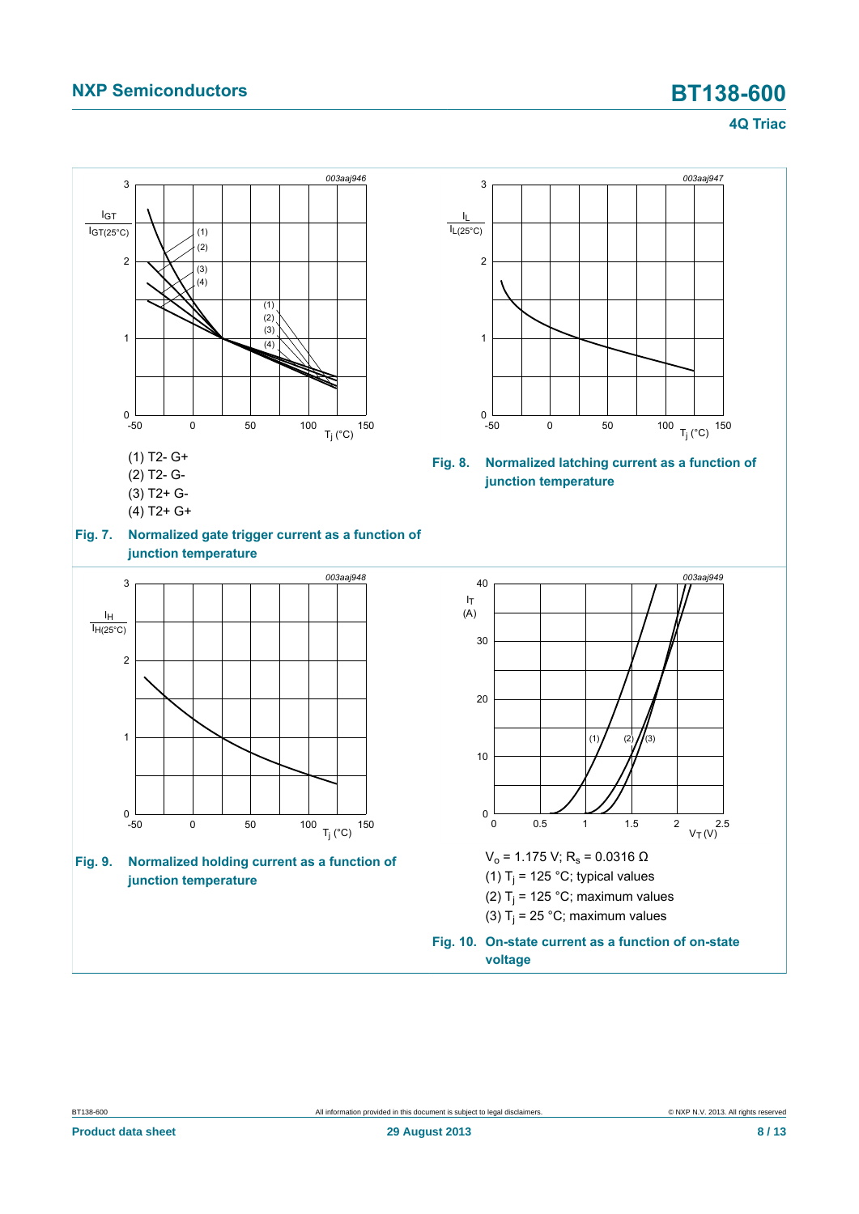(1) T2- G+

(2) T2- G-

(3) T2+ G-

(4) T2+ G+

**Fig. 7. Normalized gate trigger current as a function of junction temperature**

**Fig. 8. Normalized latching current as a function of junction temperature**

**Fig. 9. Normalized holding current as a function of junction temperature**

$V_o$ = 1.175 V; $R_s$ = 0.0316 Ω

(1) $T_j$ = 125 °C; typical values

(2) $T_j$ = 125 °C; maximum values

(3) $T_j$ = 25 °C; maximum values

**Fig. 10. On-state current as a function of on-state voltage**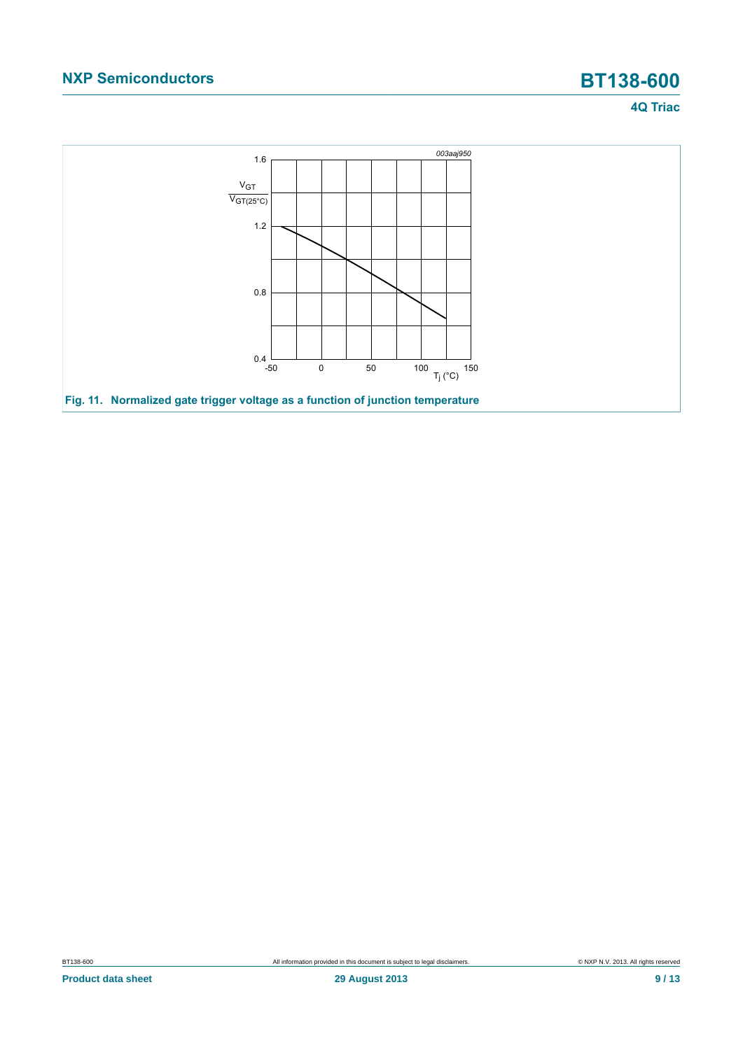003aaj950

Fig. 11. Normalized gate trigger voltage as a function of junction temperature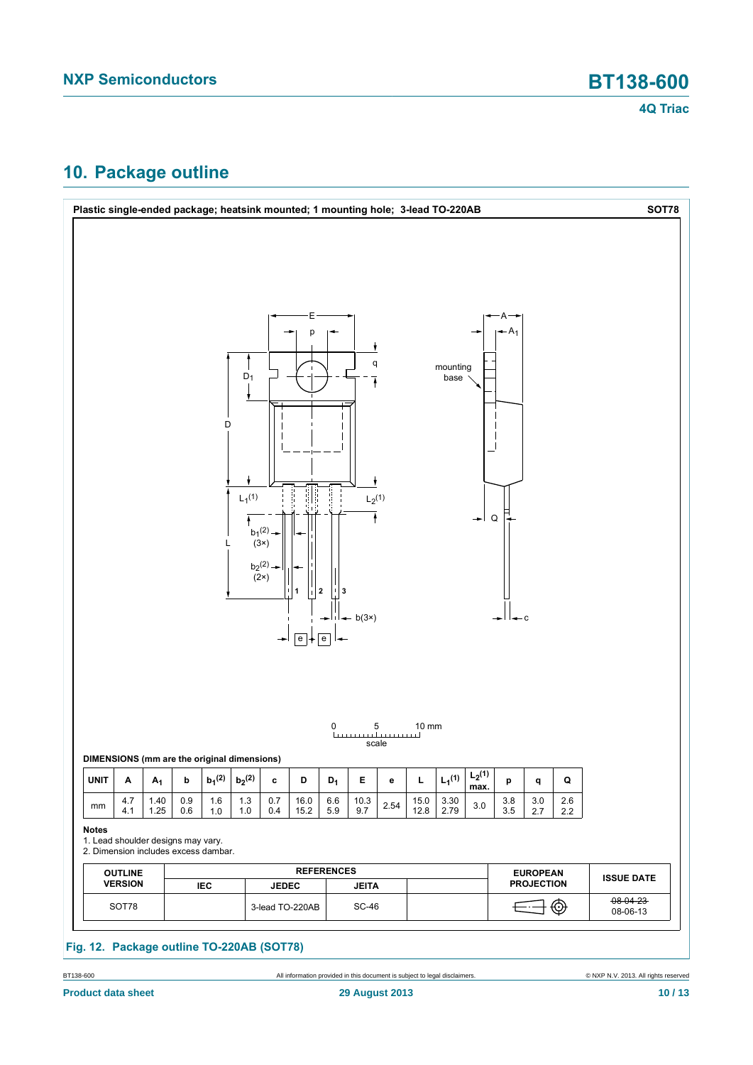## 10. Package outline

**Plastic single-ended package; heatsink mounted; 1 mounting hole; 3-lead TO-220AB** **SOT78**

**DIMENSIONS (mm are the original dimensions)**

| UNIT | A | $A_1$ | b | $b_1$(2) | $b_2$(2) | c | D | $D_1$ | E | e | L | $L_1$(1) | $L_2$(1) max. | p | q | Q |
|---|---|---|---|---|---|---|---|---|---|---|---|---|---|---|---|---|
| mm | 4.7<br>4.1 | 1.40<br>1.25 | 0.9<br>0.6 | 1.6<br>1.0 | 1.3<br>1.0 | 0.7<br>0.4 | 16.0<br>15.2 | 6.6<br>5.9 | 10.3<br>9.7 | 2.54 | 15.0<br>12.8 | 3.30<br>2.79 | 3.0 | 3.8<br>3.5 | 3.0<br>2.7 | 2.6<br>2.2 |

**Notes**

1. Lead shoulder designs may vary.
2. Dimension includes excess dambar.

| OUTLINE VERSION | REFERENCES | | | | EUROPEAN PROJECTION | ISSUE DATE |
|---|---|---|---|---|---|---|
| | IEC | JEDEC | JEITA | | | |
| SOT78 | | 3-lead TO-220AB | SC-46 | | | ~~08-04-23~~<br>08-06-13 |

**Fig. 12. Package outline TO-220AB (SOT78)**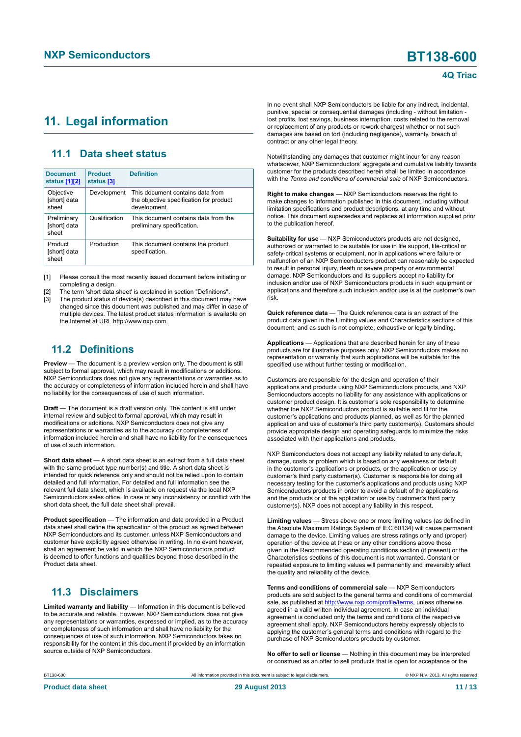# 11. Legal information

## 11.1 Data sheet status

| Document status [1][2] | Product status [3] | Definition |
| --- | --- | --- |
| Objective [short] data sheet | Development | This document contains data from the objective specification for product development. |
| Preliminary [short] data sheet | Qualification | This document contains data from the preliminary specification. |
| Product [short] data sheet | Production | This document contains the product specification. |

[1] Please consult the most recently issued document before initiating or completing a design.

[2] The term 'short data sheet' is explained in section "Definitions".

[3] The product status of device(s) described in this document may have changed since this document was published and may differ in case of multiple devices. The latest product status information is available on the Internet at URL http://www.nxp.com.

## 11.2 Definitions

**Preview** — The document is a preview version only. The document is still subject to formal approval, which may result in modifications or additions. NXP Semiconductors does not give any representations or warranties as to the accuracy or completeness of information included herein and shall have no liability for the consequences of use of such information.

**Draft** — The document is a draft version only. The content is still under internal review and subject to formal approval, which may result in modifications or additions. NXP Semiconductors does not give any representations or warranties as to the accuracy or completeness of information included herein and shall have no liability for the consequences of use of such information.

**Short data sheet** — A short data sheet is an extract from a full data sheet with the same product type number(s) and title. A short data sheet is intended for quick reference only and should not be relied upon to contain detailed and full information. For detailed and full information see the relevant full data sheet, which is available on request via the local NXP Semiconductors sales office. In case of any inconsistency or conflict with the short data sheet, the full data sheet shall prevail.

**Product specification** — The information and data provided in a Product data sheet shall define the specification of the product as agreed between NXP Semiconductors and its customer, unless NXP Semiconductors and customer have explicitly agreed otherwise in writing. In no event however, shall an agreement be valid in which the NXP Semiconductors product is deemed to offer functions and qualities beyond those described in the Product data sheet.

## 11.3 Disclaimers

**Limited warranty and liability** — Information in this document is believed to be accurate and reliable. However, NXP Semiconductors does not give any representations or warranties, expressed or implied, as to the accuracy or completeness of such information and shall have no liability for the consequences of use of such information. NXP Semiconductors takes no responsibility for the content in this document if provided by an information source outside of NXP Semiconductors.

In no event shall NXP Semiconductors be liable for any indirect, incidental, punitive, special or consequential damages (including - without limitation - lost profits, lost savings, business interruption, costs related to the removal or replacement of any products or rework charges) whether or not such damages are based on tort (including negligence), warranty, breach of contract or any other legal theory.

Notwithstanding any damages that customer might incur for any reason whatsoever, NXP Semiconductors' aggregate and cumulative liability towards customer for the products described herein shall be limited in accordance with the *Terms and conditions of commercial sale* of NXP Semiconductors.

**Right to make changes** — NXP Semiconductors reserves the right to make changes to information published in this document, including without limitation specifications and product descriptions, at any time and without notice. This document supersedes and replaces all information supplied prior to the publication hereof.

**Suitability for use** — NXP Semiconductors products are not designed, authorized or warranted to be suitable for use in life support, life-critical or safety-critical systems or equipment, nor in applications where failure or malfunction of an NXP Semiconductors product can reasonably be expected to result in personal injury, death or severe property or environmental damage. NXP Semiconductors and its suppliers accept no liability for inclusion and/or use of NXP Semiconductors products in such equipment or applications and therefore such inclusion and/or use is at the customer's own risk.

**Quick reference data** — The Quick reference data is an extract of the product data given in the Limiting values and Characteristics sections of this document, and as such is not complete, exhaustive or legally binding.

**Applications** — Applications that are described herein for any of these products are for illustrative purposes only. NXP Semiconductors makes no representation or warranty that such applications will be suitable for the specified use without further testing or modification.

Customers are responsible for the design and operation of their applications and products using NXP Semiconductors products, and NXP Semiconductors accepts no liability for any assistance with applications or customer product design. It is customer's sole responsibility to determine whether the NXP Semiconductors product is suitable and fit for the customer's applications and products planned, as well as for the planned application and use of customer's third party customer(s). Customers should provide appropriate design and operating safeguards to minimize the risks associated with their applications and products.

NXP Semiconductors does not accept any liability related to any default, damage, costs or problem which is based on any weakness or default in the customer's applications or products, or the application or use by customer's third party customer(s). Customer is responsible for doing all necessary testing for the customer's applications and products using NXP Semiconductors products in order to avoid a default of the applications and the products or of the application or use by customer's third party customer(s). NXP does not accept any liability in this respect.

**Limiting values** — Stress above one or more limiting values (as defined in the Absolute Maximum Ratings System of IEC 60134) will cause permanent damage to the device. Limiting values are stress ratings only and (proper) operation of the device at these or any other conditions above those given in the Recommended operating conditions section (if present) or the Characteristics sections of this document is not warranted. Constant or repeated exposure to limiting values will permanently and irreversibly affect the quality and reliability of the device.

**Terms and conditions of commercial sale** — NXP Semiconductors products are sold subject to the general terms and conditions of commercial sale, as published at http://www.nxp.com/profile/terms, unless otherwise agreed in a valid written individual agreement. In case an individual agreement is concluded only the terms and conditions of the respective agreement shall apply. NXP Semiconductors hereby expressly objects to applying the customer's general terms and conditions with regard to the purchase of NXP Semiconductors products by customer.

**No offer to sell or license** — Nothing in this document may be interpreted or construed as an offer to sell products that is open for acceptance or the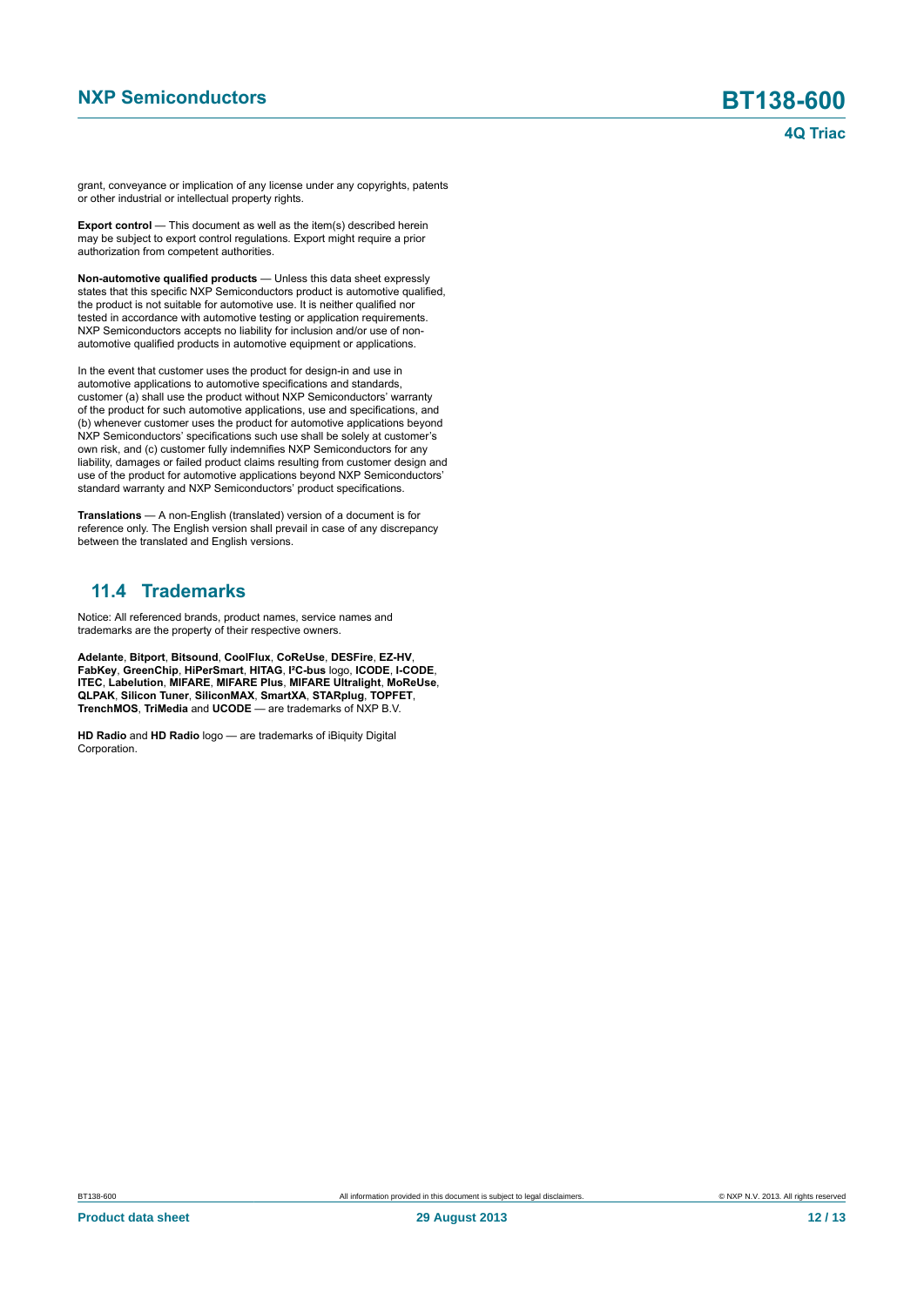grant, conveyance or implication of any license under any copyrights, patents or other industrial or intellectual property rights.

**Export control** — This document as well as the item(s) described herein may be subject to export control regulations. Export might require a prior authorization from competent authorities.

**Non-automotive qualified products** — Unless this data sheet expressly states that this specific NXP Semiconductors product is automotive qualified, the product is not suitable for automotive use. It is neither qualified nor tested in accordance with automotive testing or application requirements. NXP Semiconductors accepts no liability for inclusion and/or use of non-automotive qualified products in automotive equipment or applications.

In the event that customer uses the product for design-in and use in automotive applications to automotive specifications and standards, customer (a) shall use the product without NXP Semiconductors' warranty of the product for such automotive applications, use and specifications, and (b) whenever customer uses the product for automotive applications beyond NXP Semiconductors' specifications such use shall be solely at customer's own risk, and (c) customer fully indemnifies NXP Semiconductors for any liability, damages or failed product claims resulting from customer design and use of the product for automotive applications beyond NXP Semiconductors' standard warranty and NXP Semiconductors' product specifications.

**Translations** — A non-English (translated) version of a document is for reference only. The English version shall prevail in case of any discrepancy between the translated and English versions.

## 11.4 Trademarks

Notice: All referenced brands, product names, service names and trademarks are the property of their respective owners.

**Adelante**, **Bitport**, **Bitsound**, **CoolFlux**, **CoReUse**, **DESFire**, **EZ-HV**, **FabKey**, **GreenChip**, **HiPerSmart**, **HITAG**, **I²C-bus** logo, **ICODE**, **I-CODE**, **ITEC**, **Labelution**, **MIFARE**, **MIFARE Plus**, **MIFARE Ultralight**, **MoReUse**, **QLPAK**, **Silicon Tuner**, **SiliconMAX**, **SmartXA**, **STARplug**, **TOPFET**, **TrenchMOS**, **TriMedia** and **UCODE** — are trademarks of NXP B.V.

**HD Radio** and **HD Radio** logo — are trademarks of iBiquity Digital Corporation.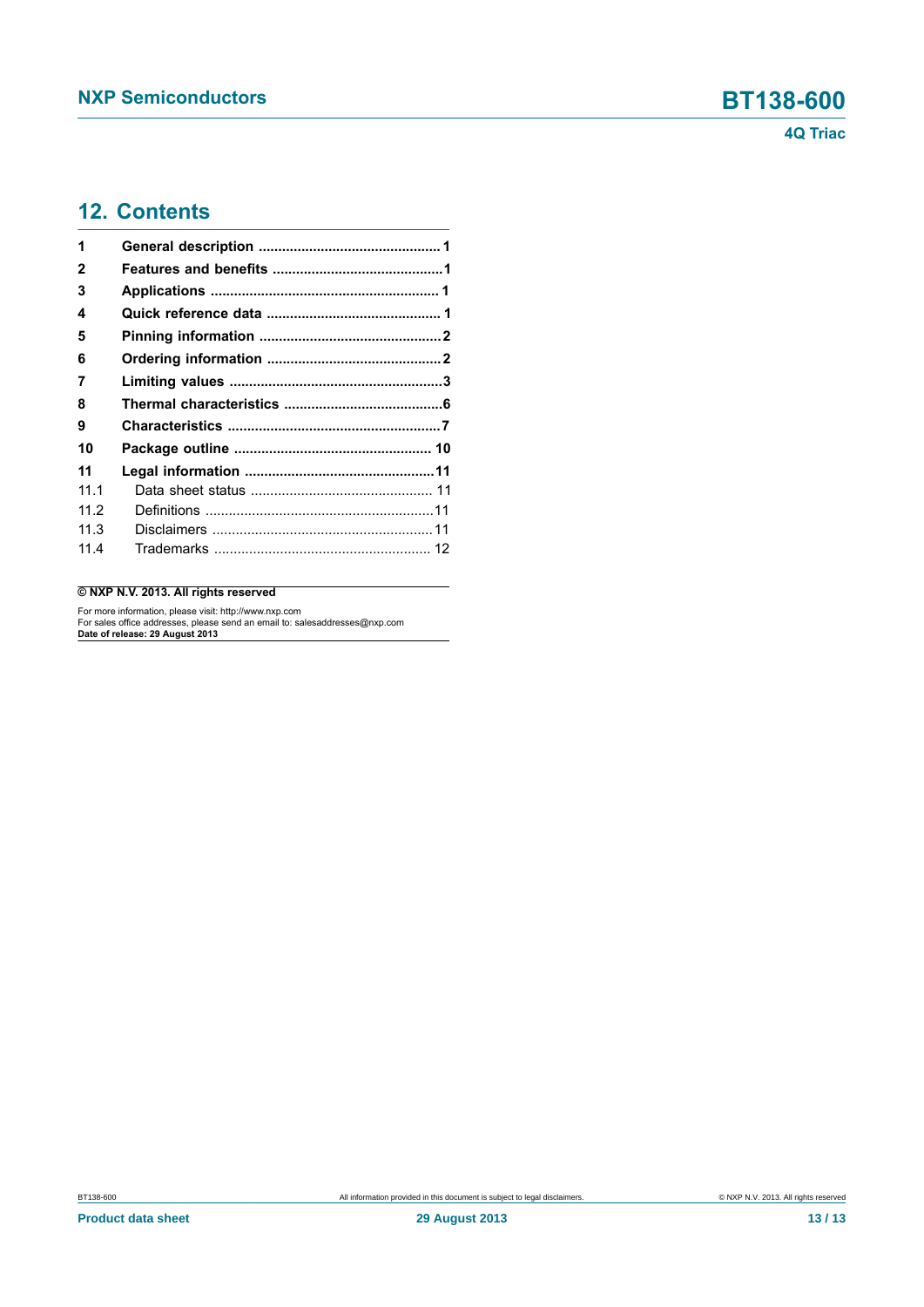## 12. Contents

| | | |
|---|---|---|
| **1** | **General description** | **1** |
| **2** | **Features and benefits** | **1** |
| **3** | **Applications** | **1** |
| **4** | **Quick reference data** | **1** |
| **5** | **Pinning information** | **2** |
| **6** | **Ordering information** | **2** |
| **7** | **Limiting values** | **3** |
| **8** | **Thermal characteristics** | **6** |
| **9** | **Characteristics** | **7** |
| **10** | **Package outline** | **10** |
| **11** | **Legal information** | **11** |
| 11.1 | Data sheet status | 11 |
| 11.2 | Definitions | 11 |
| 11.3 | Disclaimers | 11 |
| 11.4 | Trademarks | 12 |

**© NXP N.V. 2013. All rights reserved**

For more information, please visit: http://www.nxp.com
For sales office addresses, please send an email to: salesaddresses@nxp.com
**Date of release: 29 August 2013**